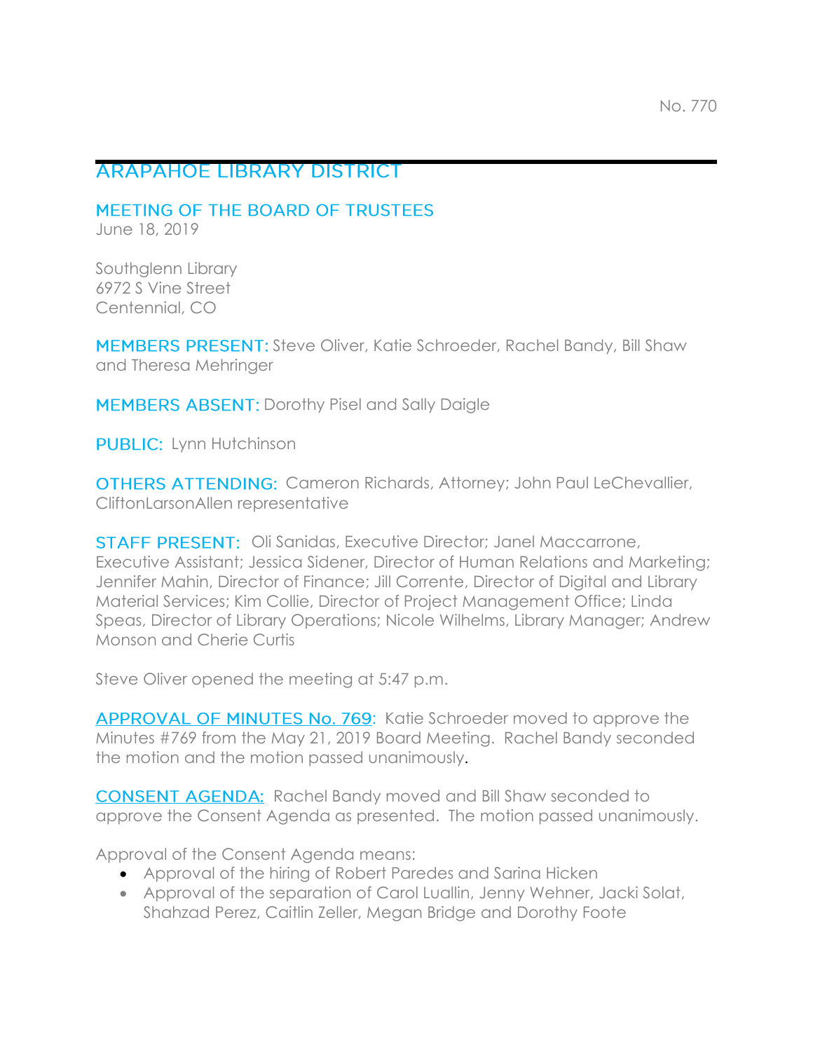No. 770

# ARAPAHOE LIBRARY DISTRICT

## MEETING OF THE BOARD OF TRUSTEES

June 18, 2019

Southglenn Library
6972 S Vine Street
Centennial, CO

**MEMBERS PRESENT:** Steve Oliver, Katie Schroeder, Rachel Bandy, Bill Shaw and Theresa Mehringer

**MEMBERS ABSENT:** Dorothy Pisel and Sally Daigle

**PUBLIC:** Lynn Hutchinson

**OTHERS ATTENDING:** Cameron Richards, Attorney; John Paul LeChevallier, CliftonLarsonAllen representative

**STAFF PRESENT:** Oli Sanidas, Executive Director; Janel Maccarrone, Executive Assistant; Jessica Sidener, Director of Human Relations and Marketing; Jennifer Mahin, Director of Finance; Jill Corrente, Director of Digital and Library Material Services; Kim Collie, Director of Project Management Office; Linda Speas, Director of Library Operations; Nicole Wilhelms, Library Manager; Andrew Monson and Cherie Curtis

Steve Oliver opened the meeting at 5:47 p.m.

**APPROVAL OF MINUTES No. 769:** Katie Schroeder moved to approve the Minutes #769 from the May 21, 2019 Board Meeting. Rachel Bandy seconded the motion and the motion passed unanimously.

**CONSENT AGENDA:** Rachel Bandy moved and Bill Shaw seconded to approve the Consent Agenda as presented. The motion passed unanimously.

Approval of the Consent Agenda means:

- Approval of the hiring of Robert Paredes and Sarina Hicken
- Approval of the separation of Carol Luallin, Jenny Wehner, Jacki Solat, Shahzad Perez, Caitlin Zeller, Megan Bridge and Dorothy Foote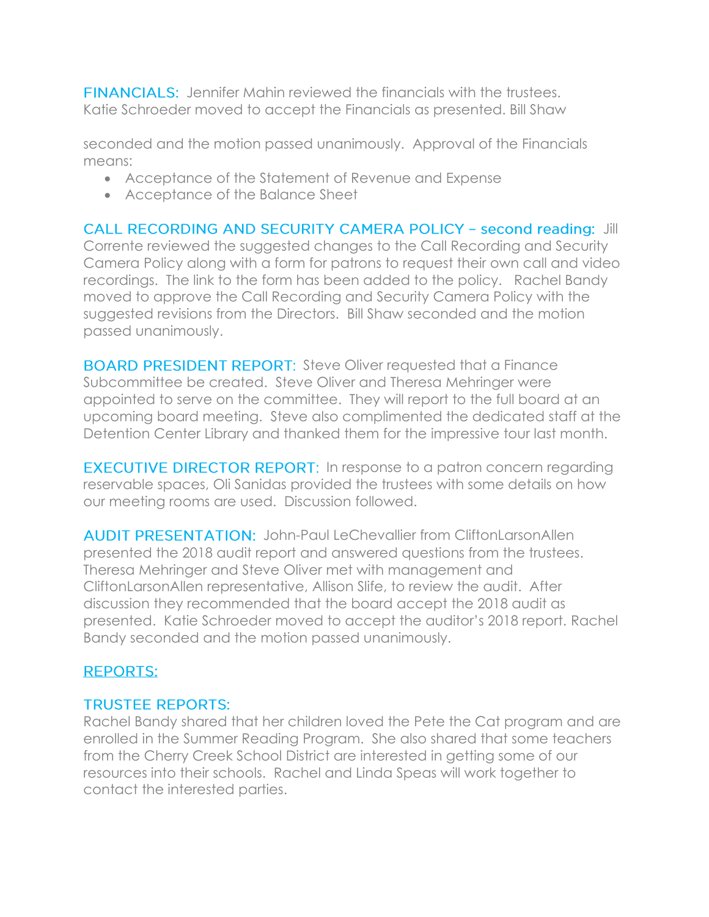**FINANCIALS:** Jennifer Mahin reviewed the financials with the trustees. Katie Schroeder moved to accept the Financials as presented. Bill Shaw seconded and the motion passed unanimously. Approval of the Financials means:

- Acceptance of the Statement of Revenue and Expense
- Acceptance of the Balance Sheet

**CALL RECORDING AND SECURITY CAMERA POLICY – second reading:** Jill Corrente reviewed the suggested changes to the Call Recording and Security Camera Policy along with a form for patrons to request their own call and video recordings. The link to the form has been added to the policy. Rachel Bandy moved to approve the Call Recording and Security Camera Policy with the suggested revisions from the Directors. Bill Shaw seconded and the motion passed unanimously.

**BOARD PRESIDENT REPORT:** Steve Oliver requested that a Finance Subcommittee be created. Steve Oliver and Theresa Mehringer were appointed to serve on the committee. They will report to the full board at an upcoming board meeting. Steve also complimented the dedicated staff at the Detention Center Library and thanked them for the impressive tour last month.

**EXECUTIVE DIRECTOR REPORT:** In response to a patron concern regarding reservable spaces, Oli Sanidas provided the trustees with some details on how our meeting rooms are used. Discussion followed.

**AUDIT PRESENTATION:** John-Paul LeChevallier from CliftonLarsonAllen presented the 2018 audit report and answered questions from the trustees. Theresa Mehringer and Steve Oliver met with management and CliftonLarsonAllen representative, Allison Slife, to review the audit. After discussion they recommended that the board accept the 2018 audit as presented. Katie Schroeder moved to accept the auditor's 2018 report. Rachel Bandy seconded and the motion passed unanimously.

## REPORTS:

### TRUSTEE REPORTS:

Rachel Bandy shared that her children loved the Pete the Cat program and are enrolled in the Summer Reading Program. She also shared that some teachers from the Cherry Creek School District are interested in getting some of our resources into their schools. Rachel and Linda Speas will work together to contact the interested parties.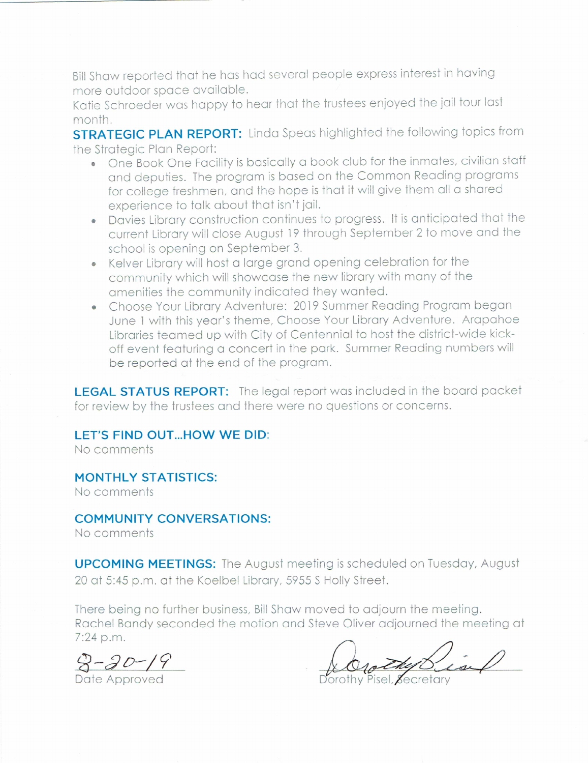Bill Shaw reported that he has had several people express interest in having more outdoor space available.
Katie Schroeder was happy to hear that the trustees enjoyed the jail tour last month.

**STRATEGIC PLAN REPORT:** Linda Speas highlighted the following topics from the Strategic Plan Report:

- One Book One Facility is basically a book club for the inmates, civilian staff and deputies. The program is based on the Common Reading programs for college freshmen, and the hope is that it will give them all a shared experience to talk about that isn't jail.
- Davies Library construction continues to progress. It is anticipated that the current Library will close August 19 through September 2 to move and the school is opening on September 3.
- Kelver Library will host a large grand opening celebration for the community which will showcase the new library with many of the amenities the community indicated they wanted.
- Choose Your Library Adventure: 2019 Summer Reading Program began June 1 with this year's theme, Choose Your Library Adventure. Arapahoe Libraries teamed up with City of Centennial to host the district-wide kick-off event featuring a concert in the park. Summer Reading numbers will be reported at the end of the program.

**LEGAL STATUS REPORT:** The legal report was included in the board packet for review by the trustees and there were no questions or concerns.

**LET'S FIND OUT…HOW WE DID:**
No comments

**MONTHLY STATISTICS:**
No comments

**COMMUNITY CONVERSATIONS:**
No comments

**UPCOMING MEETINGS:** The August meeting is scheduled on Tuesday, August 20 at 5:45 p.m. at the Koelbel Library, 5955 S Holly Street.

There being no further business, Bill Shaw moved to adjourn the meeting. Rachel Bandy seconded the motion and Steve Oliver adjourned the meeting at 7:24 p.m.

8-20-19
Date Approved

Dorothy Pisel
Dorothy Pisel, Secretary